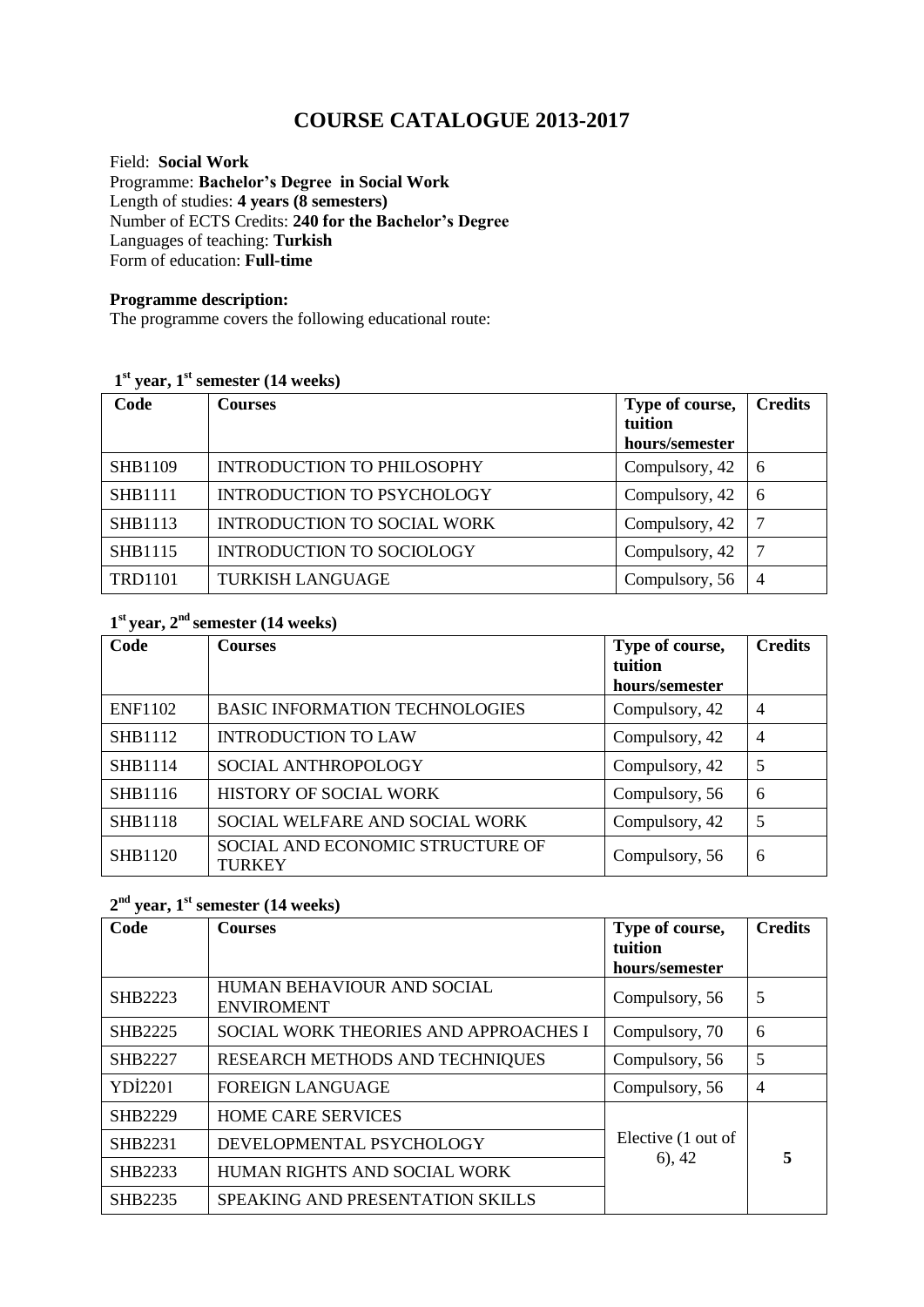# COURSE CATALOGUE 2013-2017

Field: **Social Work**
Programme: **Bachelor's Degree in Social Work**
Length of studies: **4 years (8 semesters)**
Number of ECTS Credits: **240 for the Bachelor's Degree**
Languages of teaching: **Turkish**
Form of education: **Full-time**

**Programme description:**
The programme covers the following educational route:

**1st year, 1st semester (14 weeks)**

| Code | Courses | Type of course, tuition hours/semester | Credits |
|---|---|---|---|
| SHB1109 | INTRODUCTION TO PHILOSOPHY | Compulsory, 42 | 6 |
| SHB1111 | INTRODUCTION TO PSYCHOLOGY | Compulsory, 42 | 6 |
| SHB1113 | INTRODUCTION TO SOCIAL WORK | Compulsory, 42 | 7 |
| SHB1115 | INTRODUCTION TO SOCIOLOGY | Compulsory, 42 | 7 |
| TRD1101 | TURKISH LANGUAGE | Compulsory, 56 | 4 |

**1st year, 2nd semester (14 weeks)**

| Code | Courses | Type of course, tuition hours/semester | Credits |
|---|---|---|---|
| ENF1102 | BASIC INFORMATION TECHNOLOGIES | Compulsory, 42 | 4 |
| SHB1112 | INTRODUCTION TO LAW | Compulsory, 42 | 4 |
| SHB1114 | SOCIAL ANTHROPOLOGY | Compulsory, 42 | 5 |
| SHB1116 | HISTORY OF SOCIAL WORK | Compulsory, 56 | 6 |
| SHB1118 | SOCIAL WELFARE AND SOCIAL WORK | Compulsory, 42 | 5 |
| SHB1120 | SOCIAL AND ECONOMIC STRUCTURE OF TURKEY | Compulsory, 56 | 6 |

**2nd year, 1st semester (14 weeks)**

| Code | Courses | Type of course, tuition hours/semester | Credits |
|---|---|---|---|
| SHB2223 | HUMAN BEHAVIOUR AND SOCIAL ENVIROMENT | Compulsory, 56 | 5 |
| SHB2225 | SOCIAL WORK THEORIES AND APPROACHES I | Compulsory, 70 | 6 |
| SHB2227 | RESEARCH METHODS AND TECHNIQUES | Compulsory, 56 | 5 |
| YDİ2201 | FOREIGN LANGUAGE | Compulsory, 56 | 4 |
| SHB2229 | HOME CARE SERVICES | Elective (1 out of 6), 42 | **5** |
| SHB2231 | DEVELOPMENTAL PSYCHOLOGY | | |
| SHB2233 | HUMAN RIGHTS AND SOCIAL WORK | | |
| SHB2235 | SPEAKING AND PRESENTATION SKILLS | | |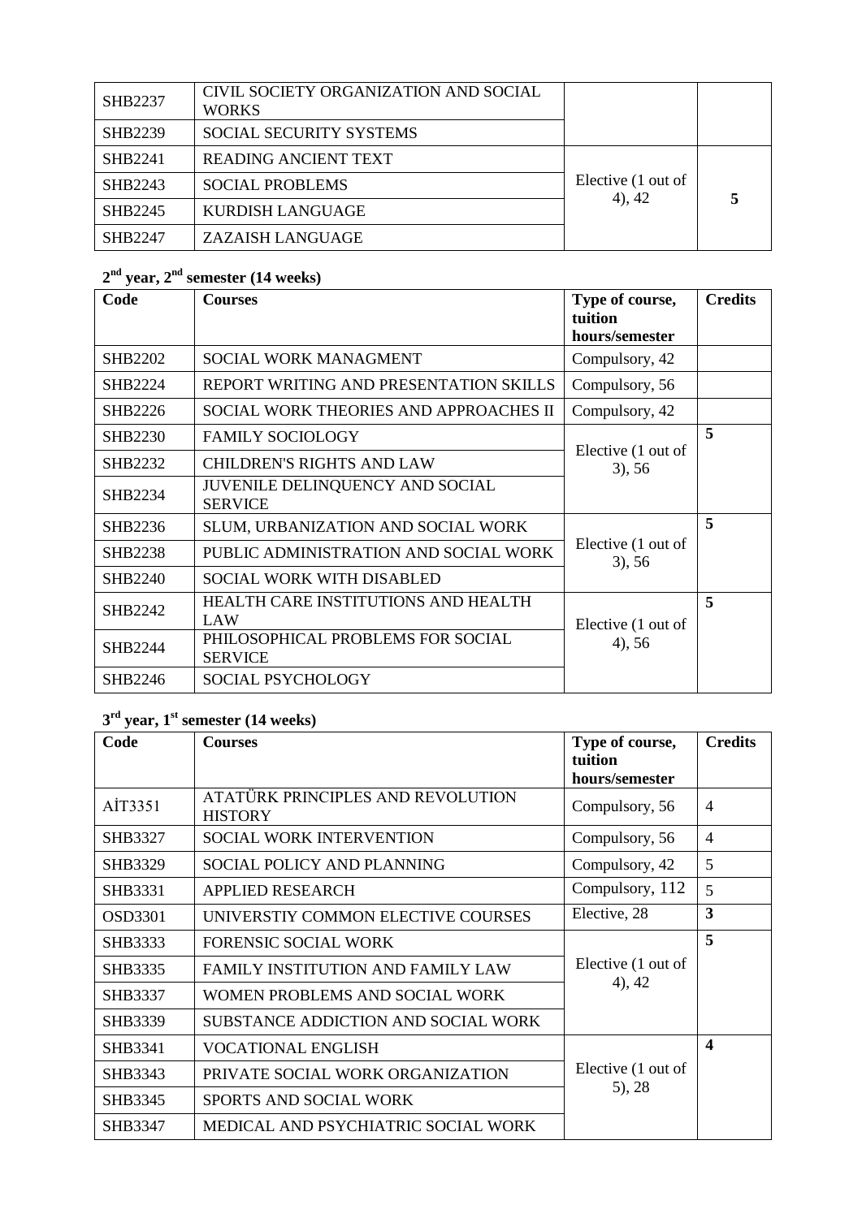| SHB2237 | CIVIL SOCIETY ORGANIZATION AND SOCIAL WORKS | | |
|---|---|---|---|
| SHB2239 | SOCIAL SECURITY SYSTEMS | | |
| SHB2241 | READING ANCIENT TEXT | Elective (1 out of 4), 42 | 5 |
| SHB2243 | SOCIAL PROBLEMS | | |
| SHB2245 | KURDISH LANGUAGE | | |
| SHB2247 | ZAZAISH LANGUAGE | | |

**2nd year, 2nd semester (14 weeks)**

| Code | Courses | Type of course, tuition hours/semester | Credits |
|---|---|---|---|
| SHB2202 | SOCIAL WORK MANAGMENT | Compulsory, 42 | |
| SHB2224 | REPORT WRITING AND PRESENTATION SKILLS | Compulsory, 56 | |
| SHB2226 | SOCIAL WORK THEORIES AND APPROACHES II | Compulsory, 42 | |
| SHB2230 | FAMILY SOCIOLOGY | Elective (1 out of 3), 56 | 5 |
| SHB2232 | CHILDREN'S RIGHTS AND LAW | | |
| SHB2234 | JUVENILE DELINQUENCY AND SOCIAL SERVICE | | |
| SHB2236 | SLUM, URBANIZATION AND SOCIAL WORK | Elective (1 out of 3), 56 | 5 |
| SHB2238 | PUBLIC ADMINISTRATION AND SOCIAL WORK | | |
| SHB2240 | SOCIAL WORK WITH DISABLED | | |
| SHB2242 | HEALTH CARE INSTITUTIONS AND HEALTH LAW | Elective (1 out of 4), 56 | 5 |
| SHB2244 | PHILOSOPHICAL PROBLEMS FOR SOCIAL SERVICE | | |
| SHB2246 | SOCIAL PSYCHOLOGY | | |

**3rd year, 1st semester (14 weeks)**

| Code | Courses | Type of course, tuition hours/semester | Credits |
|---|---|---|---|
| AİT3351 | ATATÜRK PRINCIPLES AND REVOLUTION HISTORY | Compulsory, 56 | 4 |
| SHB3327 | SOCIAL WORK INTERVENTION | Compulsory, 56 | 4 |
| SHB3329 | SOCIAL POLICY AND PLANNING | Compulsory, 42 | 5 |
| SHB3331 | APPLIED RESEARCH | Compulsory, 112 | 5 |
| OSD3301 | UNIVERSTIY COMMON ELECTIVE COURSES | Elective, 28 | 3 |
| SHB3333 | FORENSIC SOCIAL WORK | Elective (1 out of 4), 42 | 5 |
| SHB3335 | FAMILY INSTITUTION AND FAMILY LAW | | |
| SHB3337 | WOMEN PROBLEMS AND SOCIAL WORK | | |
| SHB3339 | SUBSTANCE ADDICTION AND SOCIAL WORK | | |
| SHB3341 | VOCATIONAL ENGLISH | Elective (1 out of 5), 28 | 4 |
| SHB3343 | PRIVATE SOCIAL WORK ORGANIZATION | | |
| SHB3345 | SPORTS AND SOCIAL WORK | | |
| SHB3347 | MEDICAL AND PSYCHIATRIC SOCIAL WORK | | |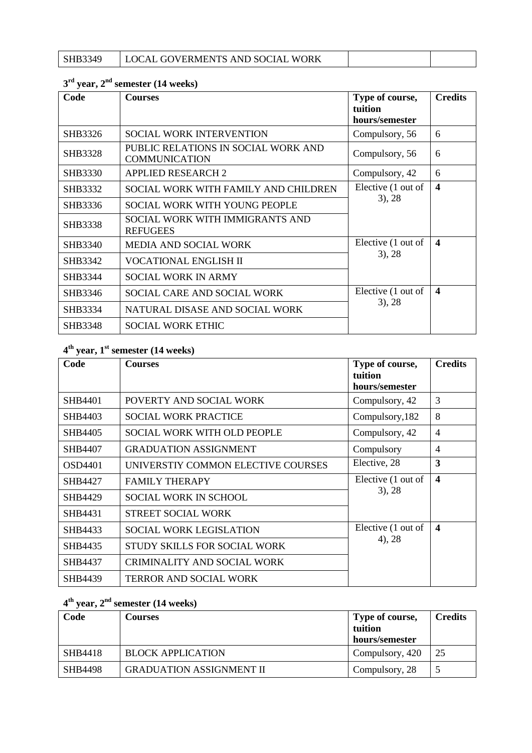| | | | |
|---|---|---|---|
| SHB3349 | LOCAL GOVERMENTS AND SOCIAL WORK | | |

### 3rd year, 2nd semester (14 weeks)

| Code | Courses | Type of course, tuition hours/semester | Credits |
|---|---|---|---|
| SHB3326 | SOCIAL WORK INTERVENTION | Compulsory, 56 | 6 |
| SHB3328 | PUBLIC RELATIONS IN SOCIAL WORK AND COMMUNICATION | Compulsory, 56 | 6 |
| SHB3330 | APPLIED RESEARCH 2 | Compulsory, 42 | 6 |
| SHB3332 | SOCIAL WORK WITH FAMILY AND CHILDREN | Elective (1 out of 3), 28 | **4** |
| SHB3336 | SOCIAL WORK WITH YOUNG PEOPLE | | |
| SHB3338 | SOCIAL WORK WITH IMMIGRANTS AND REFUGEES | | |
| SHB3340 | MEDIA AND SOCIAL WORK | Elective (1 out of 3), 28 | **4** |
| SHB3342 | VOCATIONAL ENGLISH II | | |
| SHB3344 | SOCIAL WORK IN ARMY | | |
| SHB3346 | SOCIAL CARE AND SOCIAL WORK | Elective (1 out of 3), 28 | **4** |
| SHB3334 | NATURAL DISASE AND SOCIAL WORK | | |
| SHB3348 | SOCIAL WORK ETHIC | | |

### 4th year, 1st semester (14 weeks)

| Code | Courses | Type of course, tuition hours/semester | Credits |
|---|---|---|---|
| SHB4401 | POVERTY AND SOCIAL WORK | Compulsory, 42 | 3 |
| SHB4403 | SOCIAL WORK PRACTICE | Compulsory,182 | 8 |
| SHB4405 | SOCIAL WORK WITH OLD PEOPLE | Compulsory, 42 | 4 |
| SHB4407 | GRADUATION ASSIGNMENT | Compulsory | 4 |
| OSD4401 | UNIVERSTIY COMMON ELECTIVE COURSES | Elective, 28 | **3** |
| SHB4427 | FAMILY THERAPY | Elective (1 out of 3), 28 | **4** |
| SHB4429 | SOCIAL WORK IN SCHOOL | | |
| SHB4431 | STREET SOCIAL WORK | | |
| SHB4433 | SOCIAL WORK LEGISLATION | Elective (1 out of 4), 28 | **4** |
| SHB4435 | STUDY SKILLS FOR SOCIAL WORK | | |
| SHB4437 | CRIMINALITY AND SOCIAL WORK | | |
| SHB4439 | TERROR AND SOCIAL WORK | | |

### 4th year, 2nd semester (14 weeks)

| Code | Courses | Type of course, tuition hours/semester | Credits |
|---|---|---|---|
| SHB4418 | BLOCK APPLICATION | Compulsory, 420 | 25 |
| SHB4498 | GRADUATION ASSIGNMENT II | Compulsory, 28 | 5 |